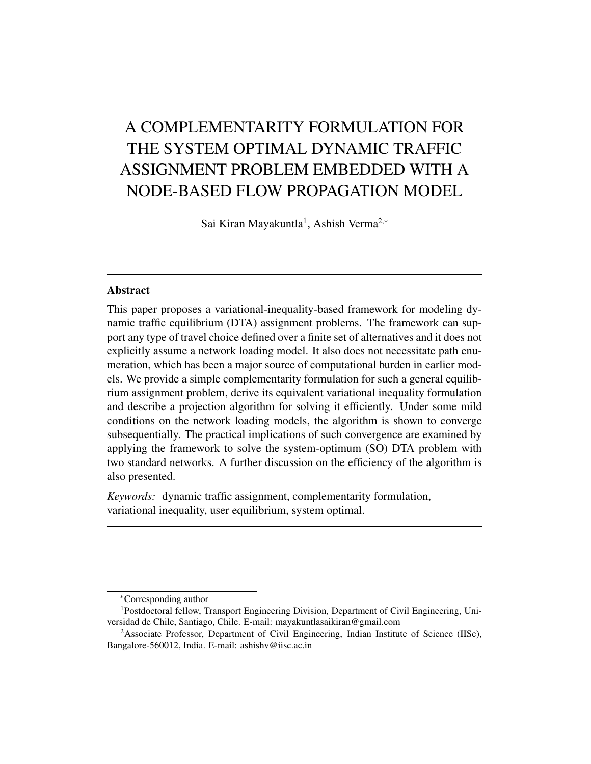# A COMPLEMENTARITY FORMULATION FOR THE SYSTEM OPTIMAL DYNAMIC TRAFFIC ASSIGNMENT PROBLEM EMBEDDED WITH A NODE-BASED FLOW PROPAGATION MODEL

Sai Kiran Mayakuntla[1], Ashish Verma[2,*]

---

## Abstract

This paper proposes a variational-inequality-based framework for modeling dynamic traffic equilibrium (DTA) assignment problems. The framework can support any type of travel choice defined over a finite set of alternatives and it does not explicitly assume a network loading model. It also does not necessitate path enumeration, which has been a major source of computational burden in earlier models. We provide a simple complementarity formulation for such a general equilibrium assignment problem, derive its equivalent variational inequality formulation and describe a projection algorithm for solving it efficiently. Under some mild conditions on the network loading models, the algorithm is shown to converge subsequentially. The practical implications of such convergence are examined by applying the framework to solve the system-optimum (SO) DTA problem with two standard networks. A further discussion on the efficiency of the algorithm is also presented.

*Keywords:* dynamic traffic assignment, complementarity formulation, variational inequality, user equilibrium, system optimal.

---

[*] Corresponding author

[1] Postdoctoral fellow, Transport Engineering Division, Department of Civil Engineering, Universidad de Chile, Santiago, Chile. E-mail: mayakuntlasaikiran@gmail.com

[2] Associate Professor, Department of Civil Engineering, Indian Institute of Science (IISc), Bangalore-560012, India. E-mail: ashishv@iisc.ac.in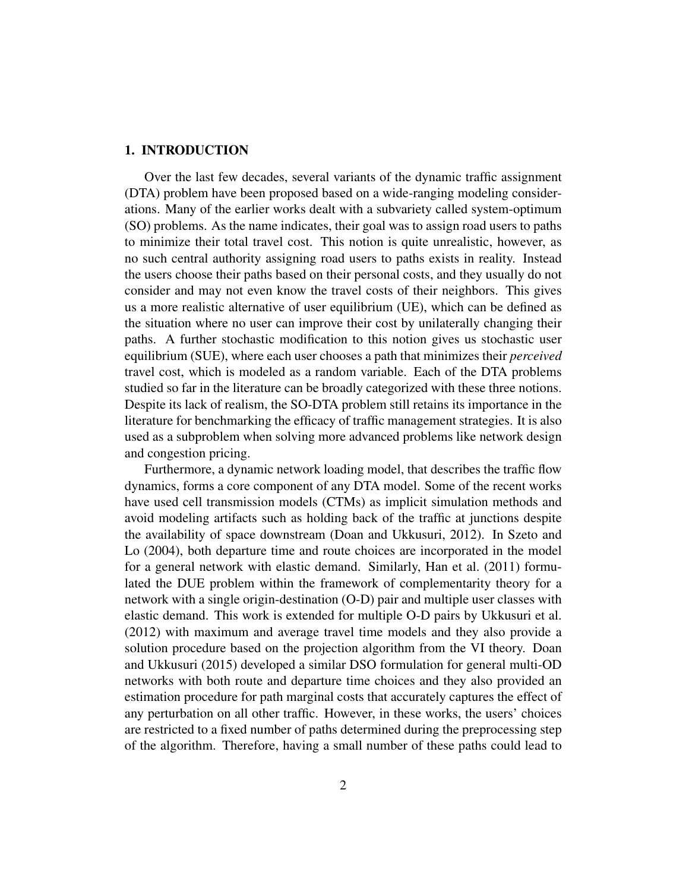## 1. INTRODUCTION

Over the last few decades, several variants of the dynamic traffic assignment (DTA) problem have been proposed based on a wide-ranging modeling considerations. Many of the earlier works dealt with a subvariety called system-optimum (SO) problems. As the name indicates, their goal was to assign road users to paths to minimize their total travel cost. This notion is quite unrealistic, however, as no such central authority assigning road users to paths exists in reality. Instead the users choose their paths based on their personal costs, and they usually do not consider and may not even know the travel costs of their neighbors. This gives us a more realistic alternative of user equilibrium (UE), which can be defined as the situation where no user can improve their cost by unilaterally changing their paths. A further stochastic modification to this notion gives us stochastic user equilibrium (SUE), where each user chooses a path that minimizes their *perceived* travel cost, which is modeled as a random variable. Each of the DTA problems studied so far in the literature can be broadly categorized with these three notions. Despite its lack of realism, the SO-DTA problem still retains its importance in the literature for benchmarking the efficacy of traffic management strategies. It is also used as a subproblem when solving more advanced problems like network design and congestion pricing.

Furthermore, a dynamic network loading model, that describes the traffic flow dynamics, forms a core component of any DTA model. Some of the recent works have used cell transmission models (CTMs) as implicit simulation methods and avoid modeling artifacts such as holding back of the traffic at junctions despite the availability of space downstream (Doan and Ukkusuri, 2012). In Szeto and Lo (2004), both departure time and route choices are incorporated in the model for a general network with elastic demand. Similarly, Han et al. (2011) formulated the DUE problem within the framework of complementarity theory for a network with a single origin-destination (O-D) pair and multiple user classes with elastic demand. This work is extended for multiple O-D pairs by Ukkusuri et al. (2012) with maximum and average travel time models and they also provide a solution procedure based on the projection algorithm from the VI theory. Doan and Ukkusuri (2015) developed a similar DSO formulation for general multi-OD networks with both route and departure time choices and they also provided an estimation procedure for path marginal costs that accurately captures the effect of any perturbation on all other traffic. However, in these works, the users' choices are restricted to a fixed number of paths determined during the preprocessing step of the algorithm. Therefore, having a small number of these paths could lead to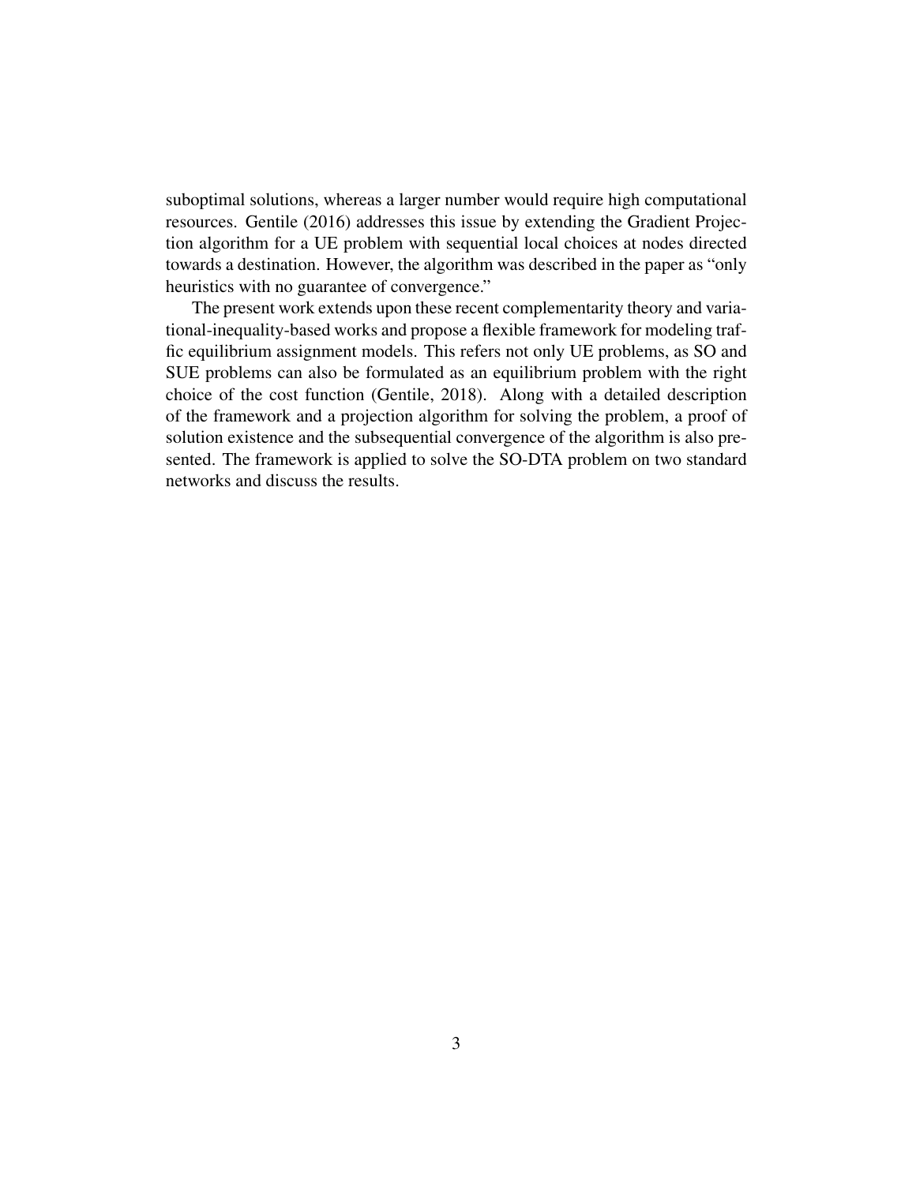suboptimal solutions, whereas a larger number would require high computational resources. Gentile (2016) addresses this issue by extending the Gradient Projection algorithm for a UE problem with sequential local choices at nodes directed towards a destination. However, the algorithm was described in the paper as "only heuristics with no guarantee of convergence."

The present work extends upon these recent complementarity theory and variational-inequality-based works and propose a flexible framework for modeling traffic equilibrium assignment models. This refers not only UE problems, as SO and SUE problems can also be formulated as an equilibrium problem with the right choice of the cost function (Gentile, 2018). Along with a detailed description of the framework and a projection algorithm for solving the problem, a proof of solution existence and the subsequential convergence of the algorithm is also presented. The framework is applied to solve the SO-DTA problem on two standard networks and discuss the results.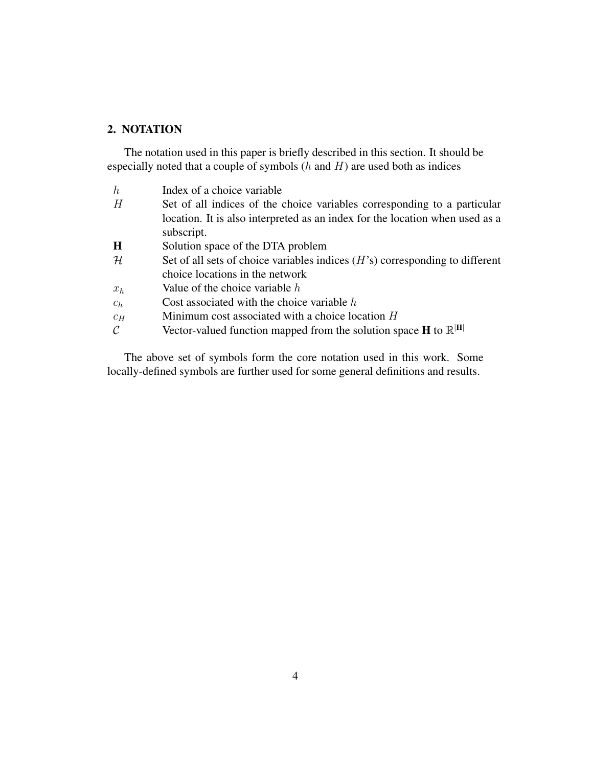## 2. NOTATION

The notation used in this paper is briefly described in this section. It should be especially noted that a couple of symbols ($h$ and $H$) are used both as indices

| Symbol | Description |
|---|---|
| $h$ | Index of a choice variable |
| $H$ | Set of all indices of the choice variables corresponding to a particular location. It is also interpreted as an index for the location when used as a subscript. |
| $\mathbf{H}$ | Solution space of the DTA problem |
| $\mathcal{H}$ | Set of all sets of choice variables indices ($H$'s) corresponding to different choice locations in the network |
| $x_h$ | Value of the choice variable $h$ |
| $c_h$ | Cost associated with the choice variable $h$ |
| $c_H$ | Minimum cost associated with a choice location $H$ |
| $\mathcal{C}$ | Vector-valued function mapped from the solution space $\mathbf{H}$ to $\mathbb{R}^{\lvert\mathbf{H}\rvert}$ |

The above set of symbols form the core notation used in this work. Some locally-defined symbols are further used for some general definitions and results.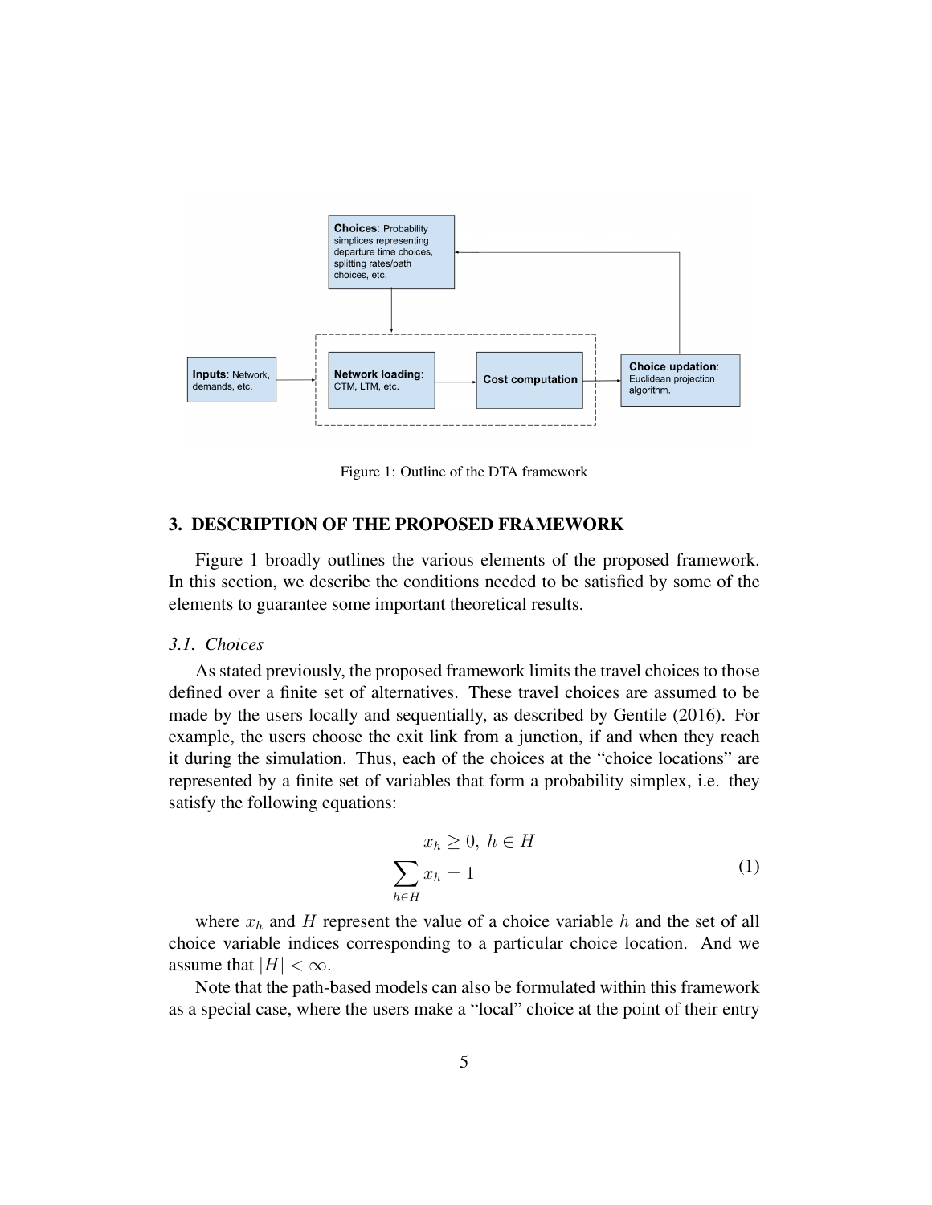Figure 1: Outline of the DTA framework

## 3. DESCRIPTION OF THE PROPOSED FRAMEWORK

Figure 1 broadly outlines the various elements of the proposed framework. In this section, we describe the conditions needed to be satisfied by some of the elements to guarantee some important theoretical results.

### 3.1. *Choices*

As stated previously, the proposed framework limits the travel choices to those defined over a finite set of alternatives. These travel choices are assumed to be made by the users locally and sequentially, as described by Gentile (2016). For example, the users choose the exit link from a junction, if and when they reach it during the simulation. Thus, each of the choices at the "choice locations" are represented by a finite set of variables that form a probability simplex, i.e. they satisfy the following equations:

$$
\begin{aligned}
x_h \geq 0,\ h \in H \\
\sum_{h \in H} x_h = 1
\end{aligned}
\tag{1}
$$

where $x_h$ and $H$ represent the value of a choice variable $h$ and the set of all choice variable indices corresponding to a particular choice location. And we assume that $|H| < \infty$.

Note that the path-based models can also be formulated within this framework as a special case, where the users make a "local" choice at the point of their entry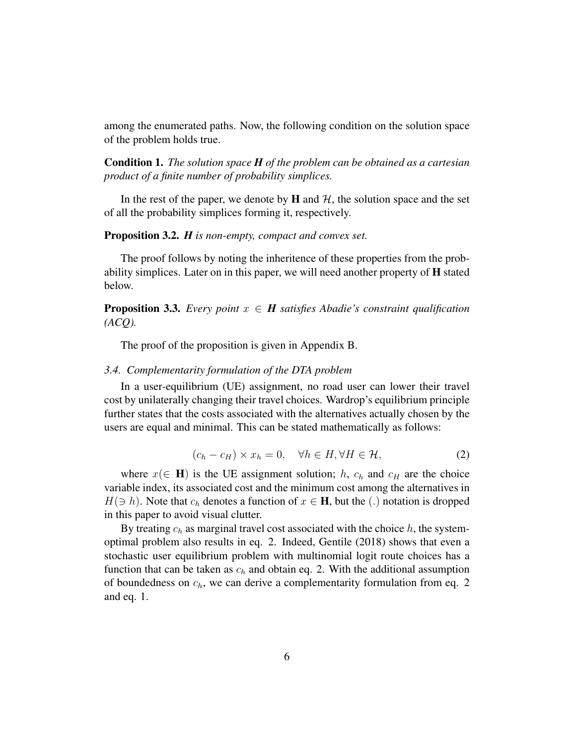among the enumerated paths. Now, the following condition on the solution space of the problem holds true.

**Condition 1.** *The solution space* $\boldsymbol{H}$ *of the problem can be obtained as a cartesian product of a finite number of probability simplices.*

In the rest of the paper, we denote by $\mathbf{H}$ and $\mathcal{H}$, the solution space and the set of all the probability simplices forming it, respectively.

**Proposition 3.2.** $\boldsymbol{H}$ *is non-empty, compact and convex set.*

The proof follows by noting the inheritence of these properties from the probability simplices. Later on in this paper, we will need another property of $\mathbf{H}$ stated below.

**Proposition 3.3.** *Every point* $x \in \boldsymbol{H}$ *satisfies Abadie's constraint qualification (ACQ).*

The proof of the proposition is given in Appendix B.

### 3.4. Complementarity formulation of the DTA problem

In a user-equilibrium (UE) assignment, no road user can lower their travel cost by unilaterally changing their travel choices. Wardrop's equilibrium principle further states that the costs associated with the alternatives actually chosen by the users are equal and minimal. This can be stated mathematically as follows:

$$(c_h - c_H) \times x_h = 0, \quad \forall h \in H, \forall H \in \mathcal{H}, \tag{2}$$

where $x(\in \mathbf{H})$ is the UE assignment solution; $h$, $c_h$ and $c_H$ are the choice variable index, its associated cost and the minimum cost among the alternatives in $H(\ni h)$. Note that $c_h$ denotes a function of $x \in \mathbf{H}$, but the $(.)$ notation is dropped in this paper to avoid visual clutter.

By treating $c_h$ as marginal travel cost associated with the choice $h$, the system-optimal problem also results in eq. 2. Indeed, Gentile (2018) shows that even a stochastic user equilibrium problem with multinomial logit route choices has a function that can be taken as $c_h$ and obtain eq. 2. With the additional assumption of boundedness on $c_h$, we can derive a complementarity formulation from eq. 2 and eq. 1.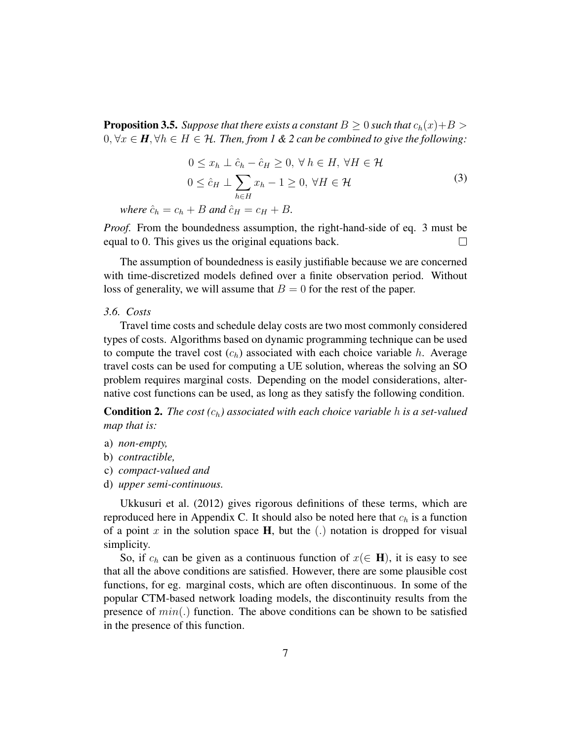**Proposition 3.5.** *Suppose that there exists a constant $B \geq 0$ such that $c_h(x)+B > 0, \forall x \in \boldsymbol{H}, \forall h \in H \in \mathcal{H}$. Then, from 1 & 2 can be combined to give the following:*

$$
\begin{aligned}
&0 \leq x_h \perp \hat{c}_h - \hat{c}_H \geq 0, \; \forall\, h \in H, \; \forall H \in \mathcal{H} \\
&0 \leq \hat{c}_H \perp \sum_{h \in H} x_h - 1 \geq 0, \; \forall H \in \mathcal{H}
\end{aligned}
\tag{3}
$$

*where $\hat{c}_h = c_h + B$ and $\hat{c}_H = c_H + B$.*

*Proof.* From the boundedness assumption, the right-hand-side of eq. 3 must be equal to 0. This gives us the original equations back. □

The assumption of boundedness is easily justifiable because we are concerned with time-discretized models defined over a finite observation period. Without loss of generality, we will assume that $B = 0$ for the rest of the paper.

### *3.6. Costs*

Travel time costs and schedule delay costs are two most commonly considered types of costs. Algorithms based on dynamic programming technique can be used to compute the travel cost ($c_h$) associated with each choice variable $h$. Average travel costs can be used for computing a UE solution, whereas the solving an SO problem requires marginal costs. Depending on the model considerations, alternative cost functions can be used, as long as they satisfy the following condition.

**Condition 2.** *The cost ($c_h$) associated with each choice variable $h$ is a set-valued map that is:*

a) *non-empty,*
b) *contractible,*
c) *compact-valued and*
d) *upper semi-continuous.*

Ukkusuri et al. (2012) gives rigorous definitions of these terms, which are reproduced here in Appendix C. It should also be noted here that $c_h$ is a function of a point $x$ in the solution space $\mathbf{H}$, but the $(.)$ notation is dropped for visual simplicity.

So, if $c_h$ can be given as a continuous function of $x (\in \mathbf{H})$, it is easy to see that all the above conditions are satisfied. However, there are some plausible cost functions, for eg. marginal costs, which are often discontinuous. In some of the popular CTM-based network loading models, the discontinuity results from the presence of $min(.)$ function. The above conditions can be shown to be satisfied in the presence of this function.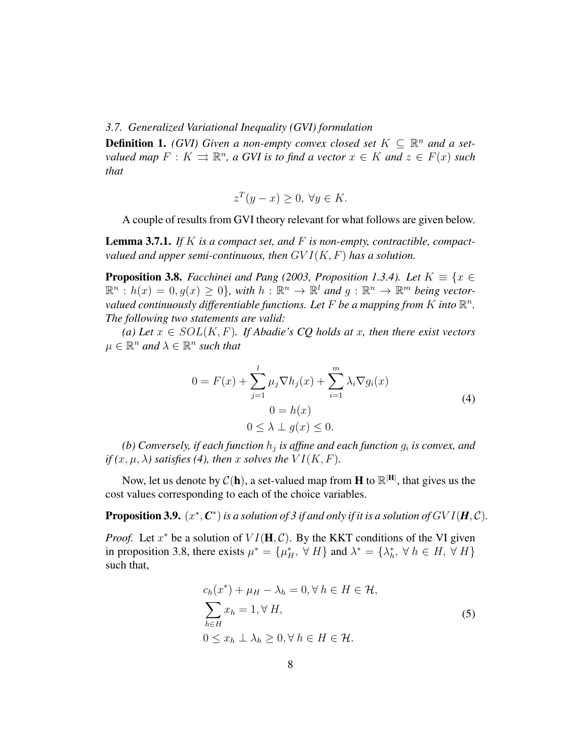### *3.7. Generalized Variational Inequality (GVI) formulation*

**Definition 1.** *(GVI) Given a non-empty convex closed set $K \subseteq \mathbb{R}^n$ and a set-valued map $F : K \rightrightarrows \mathbb{R}^n$, a GVI is to find a vector $x \in K$ and $z \in F(x)$ such that*

$$z^T(y - x) \geq 0, \; \forall y \in K.$$

A couple of results from GVI theory relevant for what follows are given below.

**Lemma 3.7.1.** *If $K$ is a compact set, and $F$ is non-empty, contractible, compact-valued and upper semi-continuous, then $GVI(K, F)$ has a solution.*

**Proposition 3.8.** *Facchinei and Pang (2003, Proposition 1.3.4). Let $K \equiv \{x \in \mathbb{R}^n : h(x) = 0, g(x) \geq 0\}$, with $h : \mathbb{R}^n \to \mathbb{R}^l$ and $g : \mathbb{R}^n \to \mathbb{R}^m$ being vector-valued continuously differentiable functions. Let $F$ be a mapping from $K$ into $\mathbb{R}^n$. The following two statements are valid:*

*(a) Let $x \in SOL(K, F)$. If Abadie's CQ holds at $x$, then there exist vectors $\mu \in \mathbb{R}^n$ and $\lambda \in \mathbb{R}^n$ such that*

$$
\begin{gathered}
0 = F(x) + \sum_{j=1}^{l} \mu_j \nabla h_j(x) + \sum_{i=1}^{m} \lambda_i \nabla g_i(x) \\
0 = h(x) \\
0 \leq \lambda \perp g(x) \leq 0.
\end{gathered}
\tag{4}
$$

*(b) Conversely, if each function $h_j$ is affine and each function $g_i$ is convex, and if $(x, \mu, \lambda)$ satisfies (4), then $x$ solves the $VI(K, F)$.*

Now, let us denote by $\mathcal{C}(\mathbf{h})$, a set-valued map from $\mathbf{H}$ to $\mathbb{R}^{|\mathbf{H}|}$, that gives us the cost values corresponding to each of the choice variables.

**Proposition 3.9.** *$(x^*, \boldsymbol{C}^*)$ is a solution of 3 if and only if it is a solution of $GVI(\boldsymbol{H}, \mathcal{C})$.*

*Proof.* Let $x^*$ be a solution of $VI(\mathbf{H}, \mathcal{C})$. By the KKT conditions of the VI given in proposition 3.8, there exists $\mu^* = \{\mu^*_H, \; \forall \, H\}$ and $\lambda^* = \{\lambda^*_h, \; \forall \, h \in H, \; \forall \, H\}$ such that,

$$
\begin{aligned}
& c_h(x^*) + \mu_H - \lambda_h = 0, \forall \, h \in H \in \mathcal{H}, \\
& \sum_{h \in H} x_h = 1, \forall \, H, \\
& 0 \leq x_h \perp \lambda_h \geq 0, \forall \, h \in H \in \mathcal{H}.
\end{aligned}
\tag{5}
$$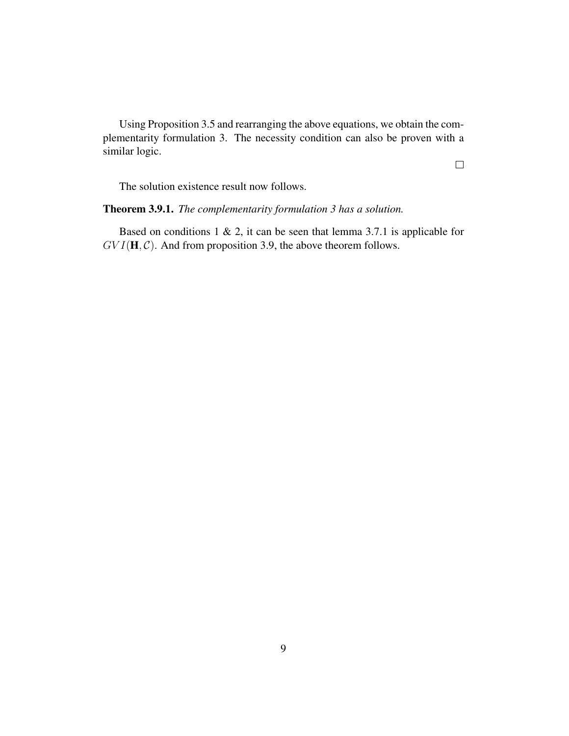Using Proposition 3.5 and rearranging the above equations, we obtain the complementarity formulation 3. The necessity condition can also be proven with a similar logic.

□

The solution existence result now follows.

**Theorem 3.9.1.** *The complementarity formulation 3 has a solution.*

Based on conditions 1 & 2, it can be seen that lemma 3.7.1 is applicable for $GVI(\mathbf{H}, \mathcal{C})$. And from proposition 3.9, the above theorem follows.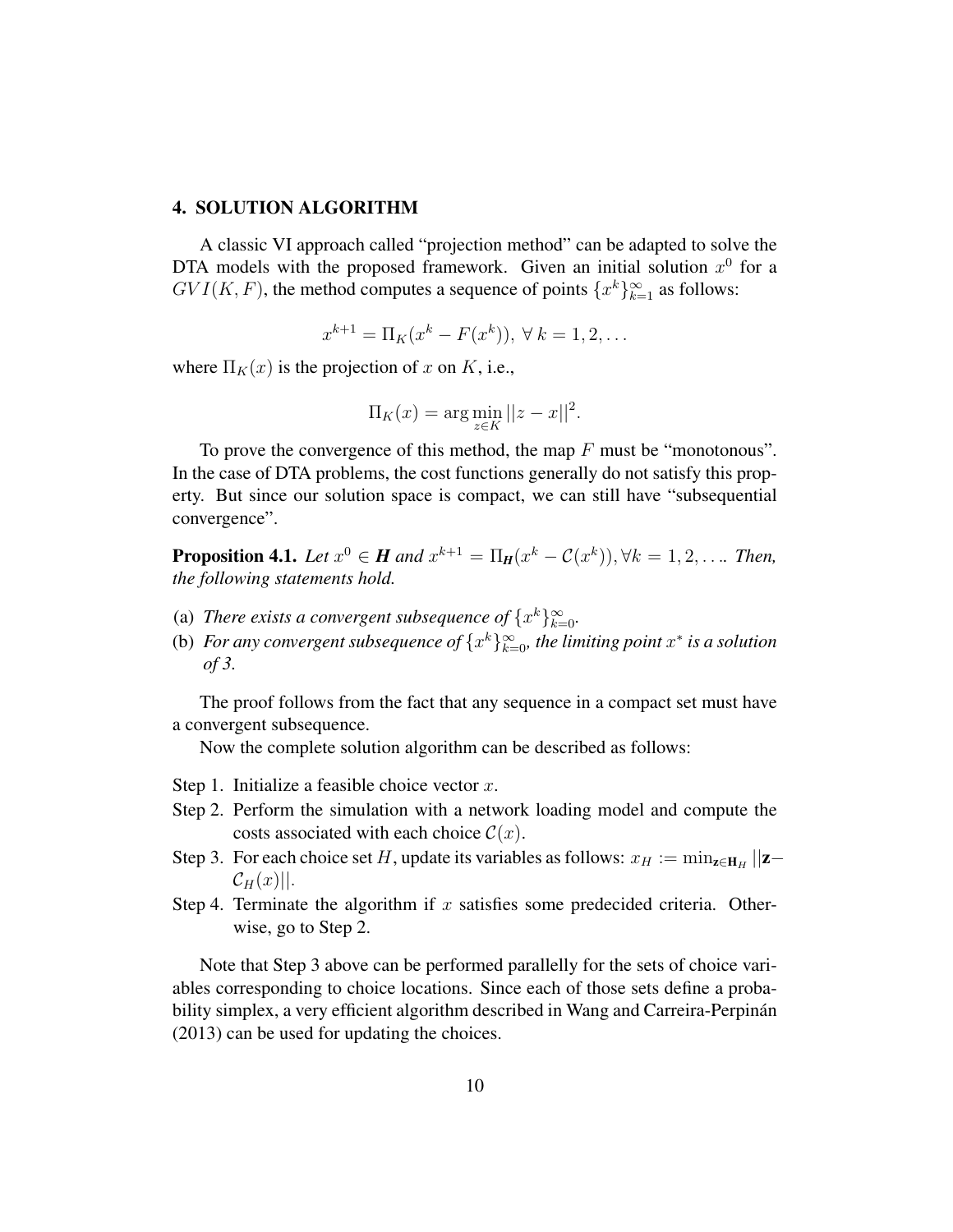## 4. SOLUTION ALGORITHM

A classic VI approach called "projection method" can be adapted to solve the DTA models with the proposed framework. Given an initial solution $x^0$ for a $GVI(K, F)$, the method computes a sequence of points $\{x^k\}_{k=1}^{\infty}$ as follows:

$$x^{k+1} = \Pi_K(x^k - F(x^k)), \; \forall \; k = 1, 2, \dots$$

where $\Pi_K(x)$ is the projection of $x$ on $K$, i.e.,

$$\Pi_K(x) = \arg\min_{z \in K} ||z - x||^2.$$

To prove the convergence of this method, the map $F$ must be "monotonous". In the case of DTA problems, the cost functions generally do not satisfy this property. But since our solution space is compact, we can still have "subsequential convergence".

**Proposition 4.1.** *Let $x^0 \in \boldsymbol{H}$ and $x^{k+1} = \Pi_{\boldsymbol{H}}(x^k - \mathcal{C}(x^k)), \forall k = 1, 2, \dots$. Then, the following statements hold.*

(a) *There exists a convergent subsequence of $\{x^k\}_{k=0}^{\infty}$.*
(b) *For any convergent subsequence of $\{x^k\}_{k=0}^{\infty}$, the limiting point $x^*$ is a solution of 3.*

The proof follows from the fact that any sequence in a compact set must have a convergent subsequence.

Now the complete solution algorithm can be described as follows:

Step 1. Initialize a feasible choice vector $x$.

Step 2. Perform the simulation with a network loading model and compute the costs associated with each choice $\mathcal{C}(x)$.

Step 3. For each choice set $H$, update its variables as follows: $x_H := \min_{\mathbf{z} \in \mathbf{H}_H} ||\mathbf{z} - \mathcal{C}_H(x)||$.

Step 4. Terminate the algorithm if $x$ satisfies some predecided criteria. Otherwise, go to Step 2.

Note that Step 3 above can be performed parallelly for the sets of choice variables corresponding to choice locations. Since each of those sets define a probability simplex, a very efficient algorithm described in Wang and Carreira-Perpinán (2013) can be used for updating the choices.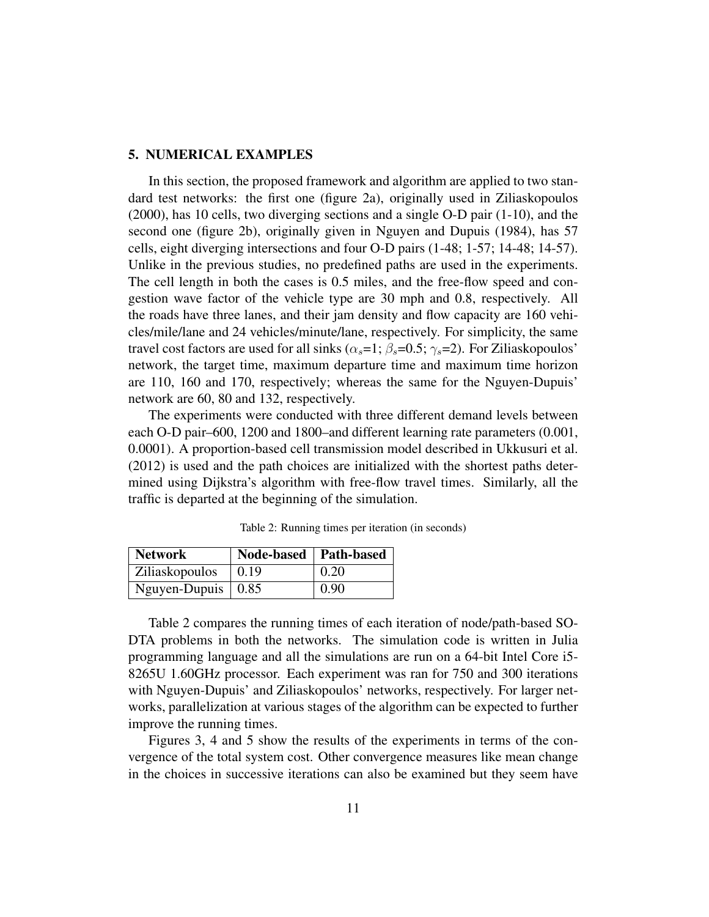## 5. NUMERICAL EXAMPLES

In this section, the proposed framework and algorithm are applied to two standard test networks: the first one (figure 2a), originally used in Ziliaskopoulos (2000), has 10 cells, two diverging sections and a single O-D pair (1-10), and the second one (figure 2b), originally given in Nguyen and Dupuis (1984), has 57 cells, eight diverging intersections and four O-D pairs (1-48; 1-57; 14-48; 14-57). Unlike in the previous studies, no predefined paths are used in the experiments. The cell length in both the cases is 0.5 miles, and the free-flow speed and congestion wave factor of the vehicle type are 30 mph and 0.8, respectively. All the roads have three lanes, and their jam density and flow capacity are 160 vehicles/mile/lane and 24 vehicles/minute/lane, respectively. For simplicity, the same travel cost factors are used for all sinks ($\alpha_s$=1; $\beta_s$=0.5; $\gamma_s$=2). For Ziliaskopoulos' network, the target time, maximum departure time and maximum time horizon are 110, 160 and 170, respectively; whereas the same for the Nguyen-Dupuis' network are 60, 80 and 132, respectively.

The experiments were conducted with three different demand levels between each O-D pair–600, 1200 and 1800–and different learning rate parameters (0.001, 0.0001). A proportion-based cell transmission model described in Ukkusuri et al. (2012) is used and the path choices are initialized with the shortest paths determined using Dijkstra's algorithm with free-flow travel times. Similarly, all the traffic is departed at the beginning of the simulation.

Table 2: Running times per iteration (in seconds)

| Network | Node-based | Path-based |
|---|---|---|
| Ziliaskopoulos | 0.19 | 0.20 |
| Nguyen-Dupuis | 0.85 | 0.90 |

Table 2 compares the running times of each iteration of node/path-based SO-DTA problems in both the networks. The simulation code is written in Julia programming language and all the simulations are run on a 64-bit Intel Core i5-8265U 1.60GHz processor. Each experiment was ran for 750 and 300 iterations with Nguyen-Dupuis' and Ziliaskopoulos' networks, respectively. For larger networks, parallelization at various stages of the algorithm can be expected to further improve the running times.

Figures 3, 4 and 5 show the results of the experiments in terms of the convergence of the total system cost. Other convergence measures like mean change in the choices in successive iterations can also be examined but they seem have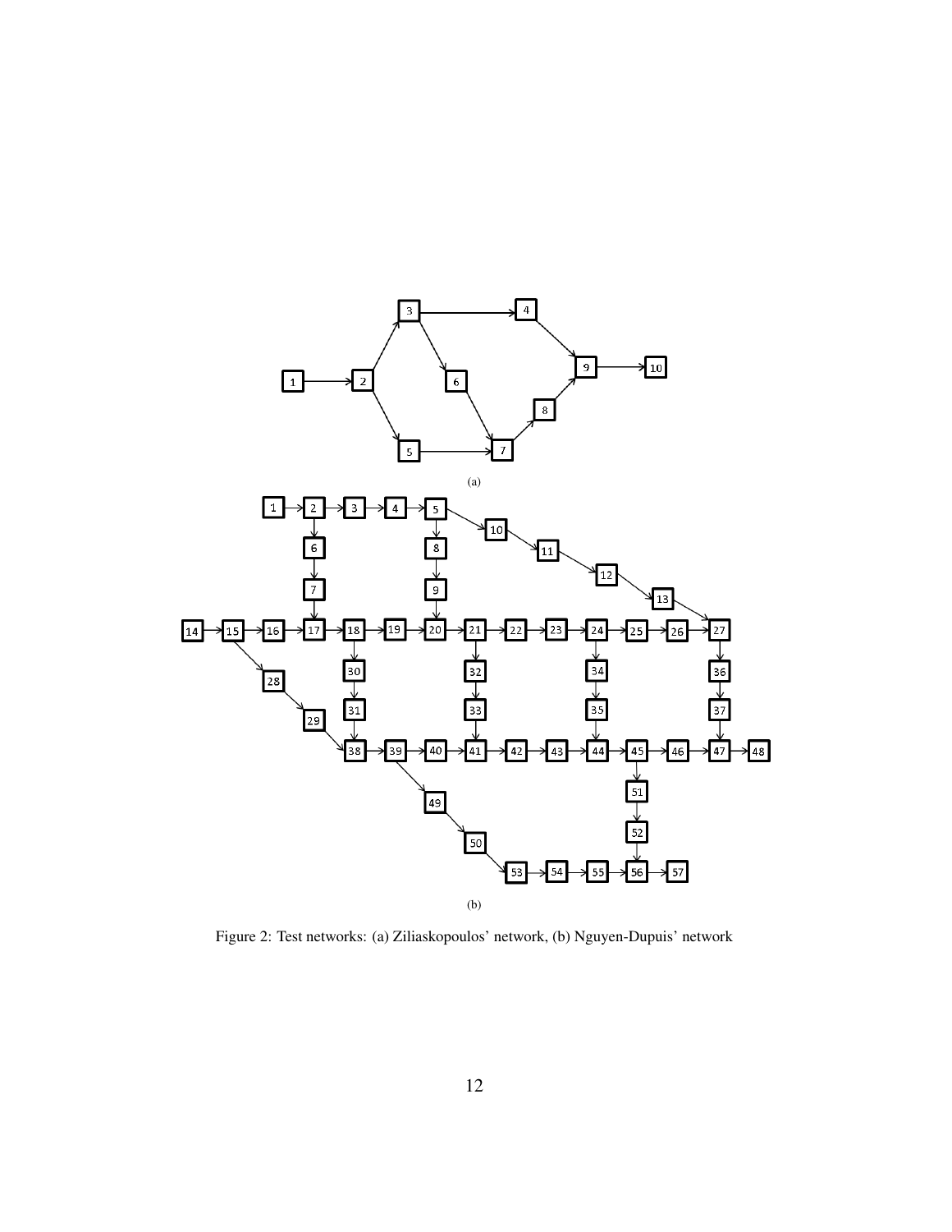(a)

(b)

Figure 2: Test networks: (a) Ziliaskopoulos' network, (b) Nguyen-Dupuis' network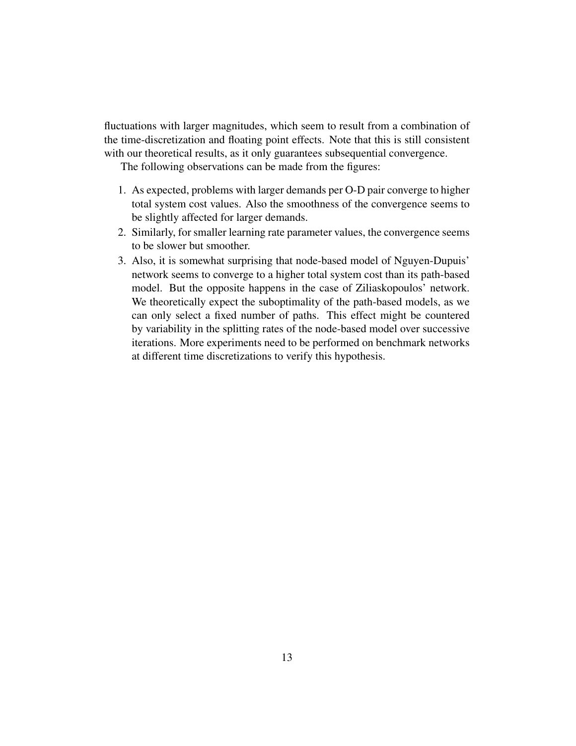fluctuations with larger magnitudes, which seem to result from a combination of the time-discretization and floating point effects. Note that this is still consistent with our theoretical results, as it only guarantees subsequential convergence.

The following observations can be made from the figures:

1. As expected, problems with larger demands per O-D pair converge to higher total system cost values. Also the smoothness of the convergence seems to be slightly affected for larger demands.
2. Similarly, for smaller learning rate parameter values, the convergence seems to be slower but smoother.
3. Also, it is somewhat surprising that node-based model of Nguyen-Dupuis' network seems to converge to a higher total system cost than its path-based model. But the opposite happens in the case of Ziliaskopoulos' network. We theoretically expect the suboptimality of the path-based models, as we can only select a fixed number of paths. This effect might be countered by variability in the splitting rates of the node-based model over successive iterations. More experiments need to be performed on benchmark networks at different time discretizations to verify this hypothesis.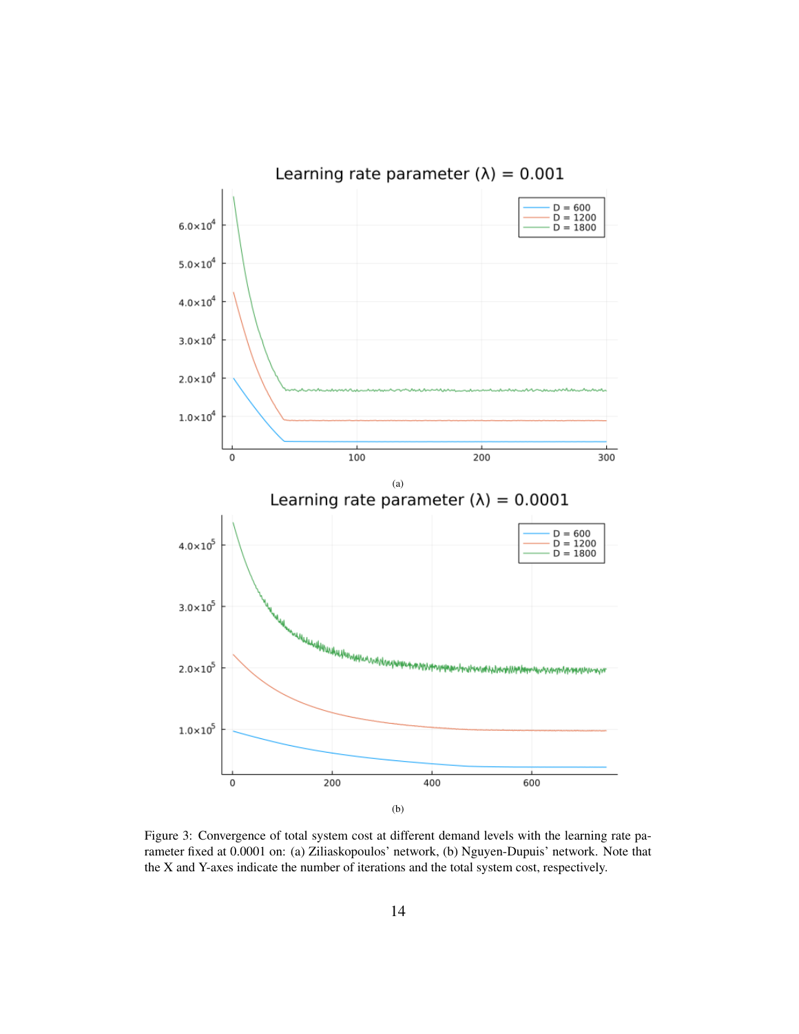Figure 3: Convergence of total system cost at different demand levels with the learning rate parameter fixed at 0.0001 on: (a) Ziliaskopoulos' network, (b) Nguyen-Dupuis' network. Note that the X and Y-axes indicate the number of iterations and the total system cost, respectively.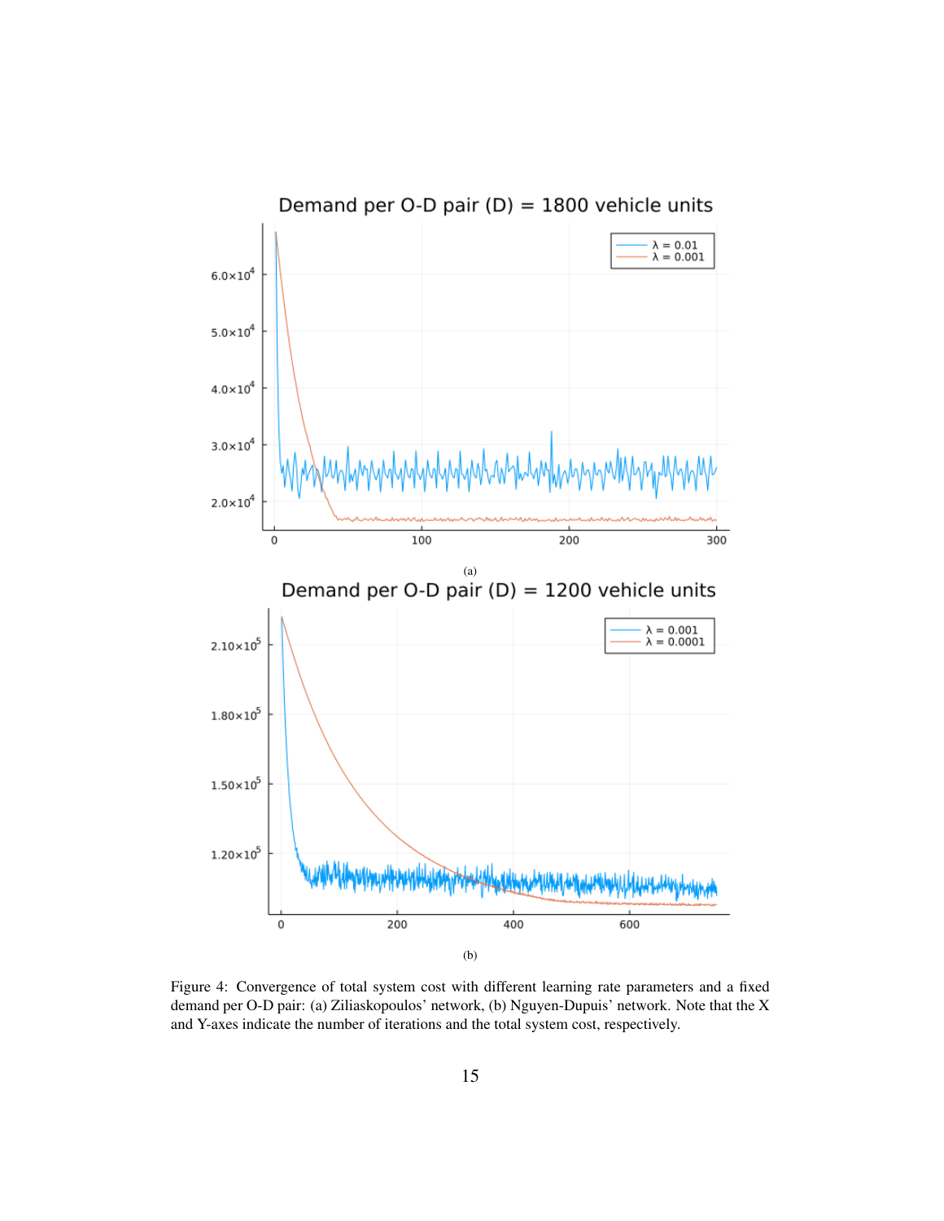(a)

(b)

Figure 4: Convergence of total system cost with different learning rate parameters and a fixed demand per O-D pair: (a) Ziliaskopoulos' network, (b) Nguyen-Dupuis' network. Note that the X and Y-axes indicate the number of iterations and the total system cost, respectively.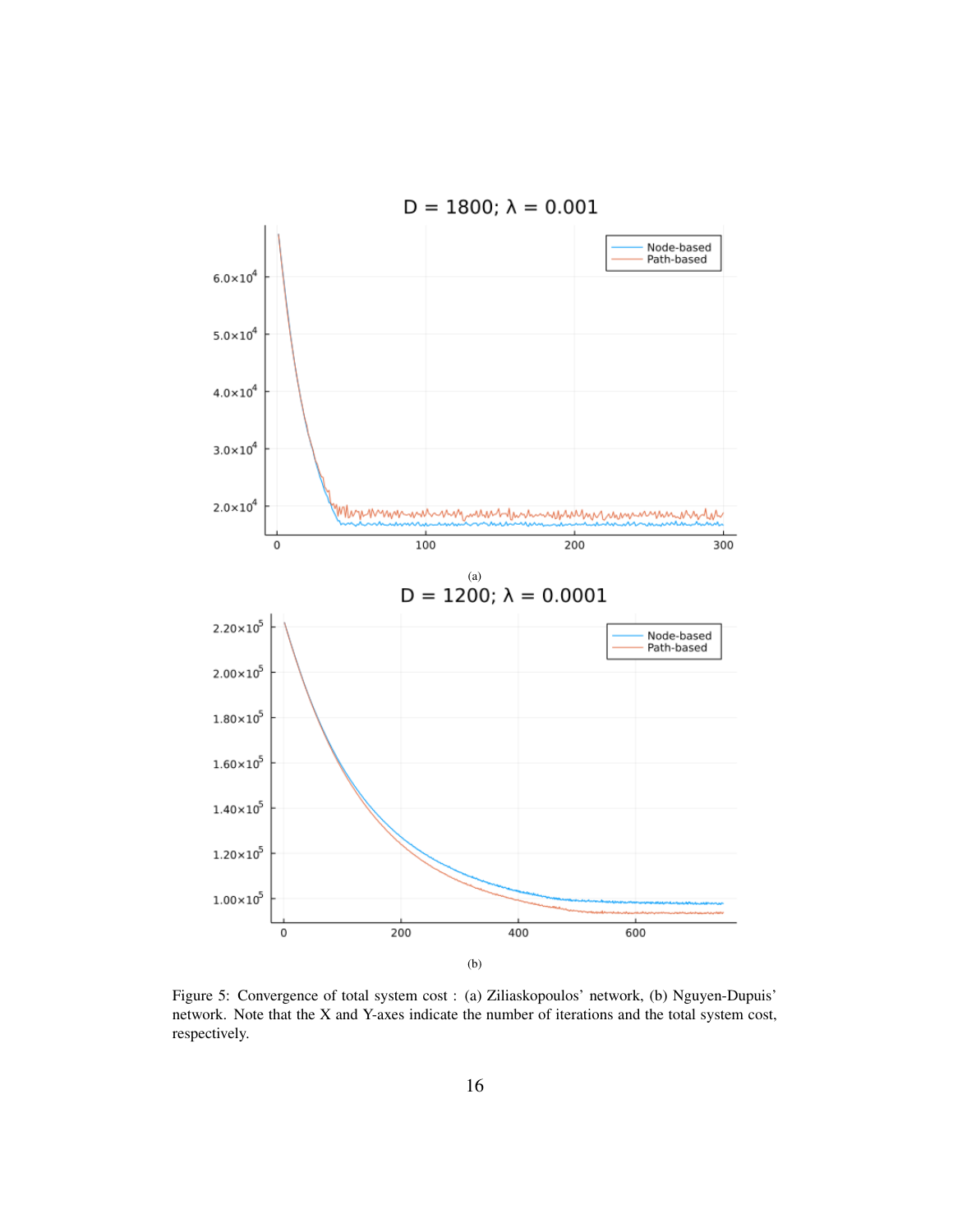(a)

(b)

Figure 5: Convergence of total system cost : (a) Ziliaskopoulos' network, (b) Nguyen-Dupuis' network. Note that the X and Y-axes indicate the number of iterations and the total system cost, respectively.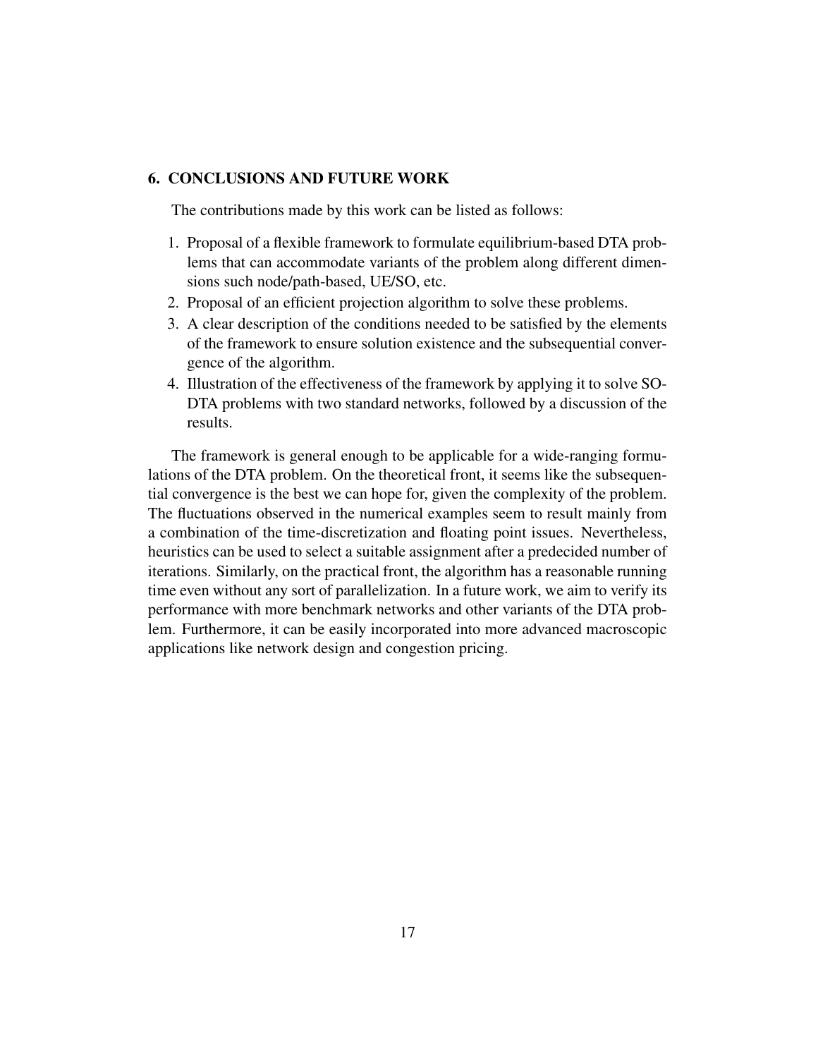## 6. CONCLUSIONS AND FUTURE WORK

The contributions made by this work can be listed as follows:

1. Proposal of a flexible framework to formulate equilibrium-based DTA problems that can accommodate variants of the problem along different dimensions such node/path-based, UE/SO, etc.
2. Proposal of an efficient projection algorithm to solve these problems.
3. A clear description of the conditions needed to be satisfied by the elements of the framework to ensure solution existence and the subsequential convergence of the algorithm.
4. Illustration of the effectiveness of the framework by applying it to solve SO-DTA problems with two standard networks, followed by a discussion of the results.

The framework is general enough to be applicable for a wide-ranging formulations of the DTA problem. On the theoretical front, it seems like the subsequential convergence is the best we can hope for, given the complexity of the problem. The fluctuations observed in the numerical examples seem to result mainly from a combination of the time-discretization and floating point issues. Nevertheless, heuristics can be used to select a suitable assignment after a predecided number of iterations. Similarly, on the practical front, the algorithm has a reasonable running time even without any sort of parallelization. In a future work, we aim to verify its performance with more benchmark networks and other variants of the DTA problem. Furthermore, it can be easily incorporated into more advanced macroscopic applications like network design and congestion pricing.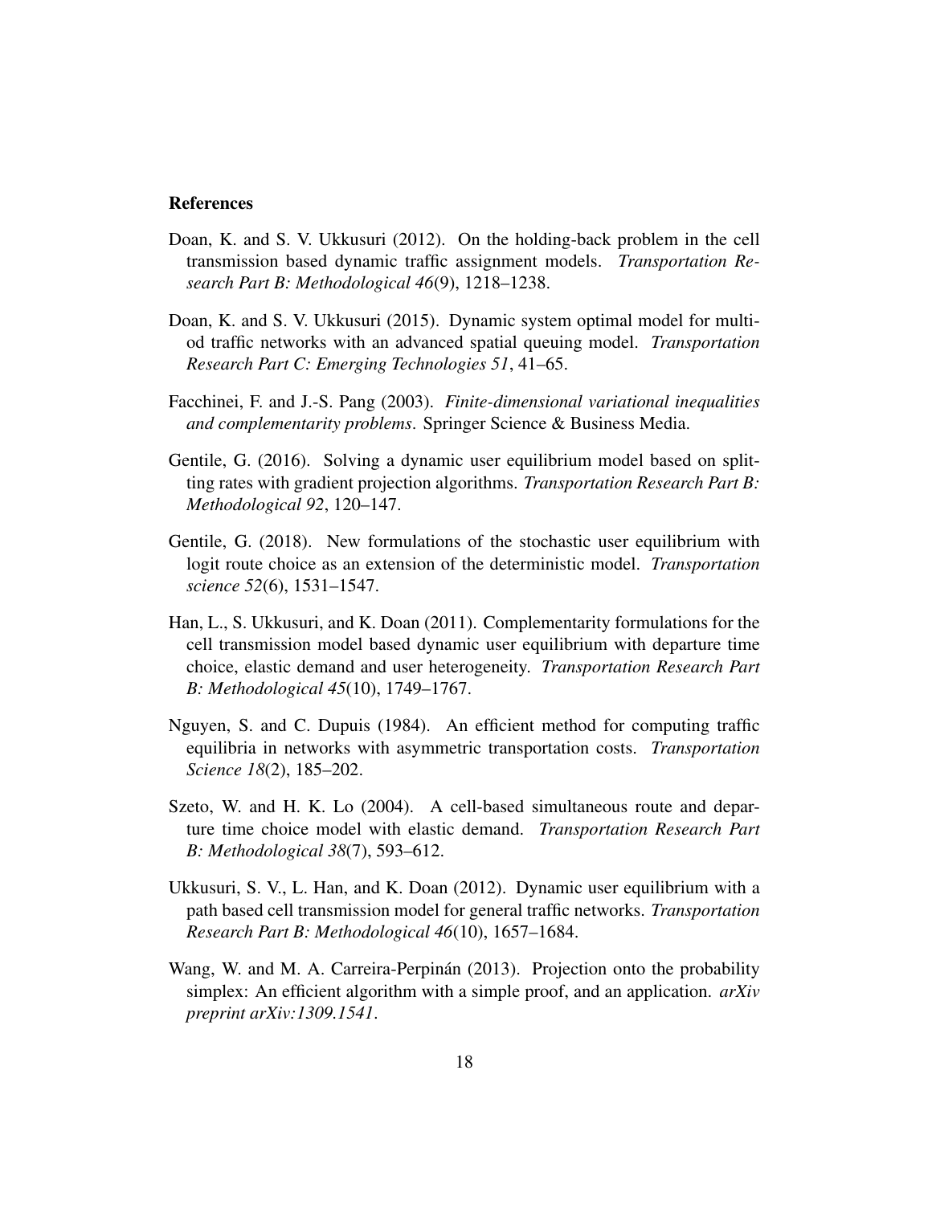## References

Doan, K. and S. V. Ukkusuri (2012). On the holding-back problem in the cell transmission based dynamic traffic assignment models. *Transportation Research Part B: Methodological 46*(9), 1218–1238.

Doan, K. and S. V. Ukkusuri (2015). Dynamic system optimal model for multi-od traffic networks with an advanced spatial queuing model. *Transportation Research Part C: Emerging Technologies 51*, 41–65.

Facchinei, F. and J.-S. Pang (2003). *Finite-dimensional variational inequalities and complementarity problems*. Springer Science & Business Media.

Gentile, G. (2016). Solving a dynamic user equilibrium model based on splitting rates with gradient projection algorithms. *Transportation Research Part B: Methodological 92*, 120–147.

Gentile, G. (2018). New formulations of the stochastic user equilibrium with logit route choice as an extension of the deterministic model. *Transportation science 52*(6), 1531–1547.

Han, L., S. Ukkusuri, and K. Doan (2011). Complementarity formulations for the cell transmission model based dynamic user equilibrium with departure time choice, elastic demand and user heterogeneity. *Transportation Research Part B: Methodological 45*(10), 1749–1767.

Nguyen, S. and C. Dupuis (1984). An efficient method for computing traffic equilibria in networks with asymmetric transportation costs. *Transportation Science 18*(2), 185–202.

Szeto, W. and H. K. Lo (2004). A cell-based simultaneous route and departure time choice model with elastic demand. *Transportation Research Part B: Methodological 38*(7), 593–612.

Ukkusuri, S. V., L. Han, and K. Doan (2012). Dynamic user equilibrium with a path based cell transmission model for general traffic networks. *Transportation Research Part B: Methodological 46*(10), 1657–1684.

Wang, W. and M. A. Carreira-Perpinán (2013). Projection onto the probability simplex: An efficient algorithm with a simple proof, and an application. *arXiv preprint arXiv:1309.1541*.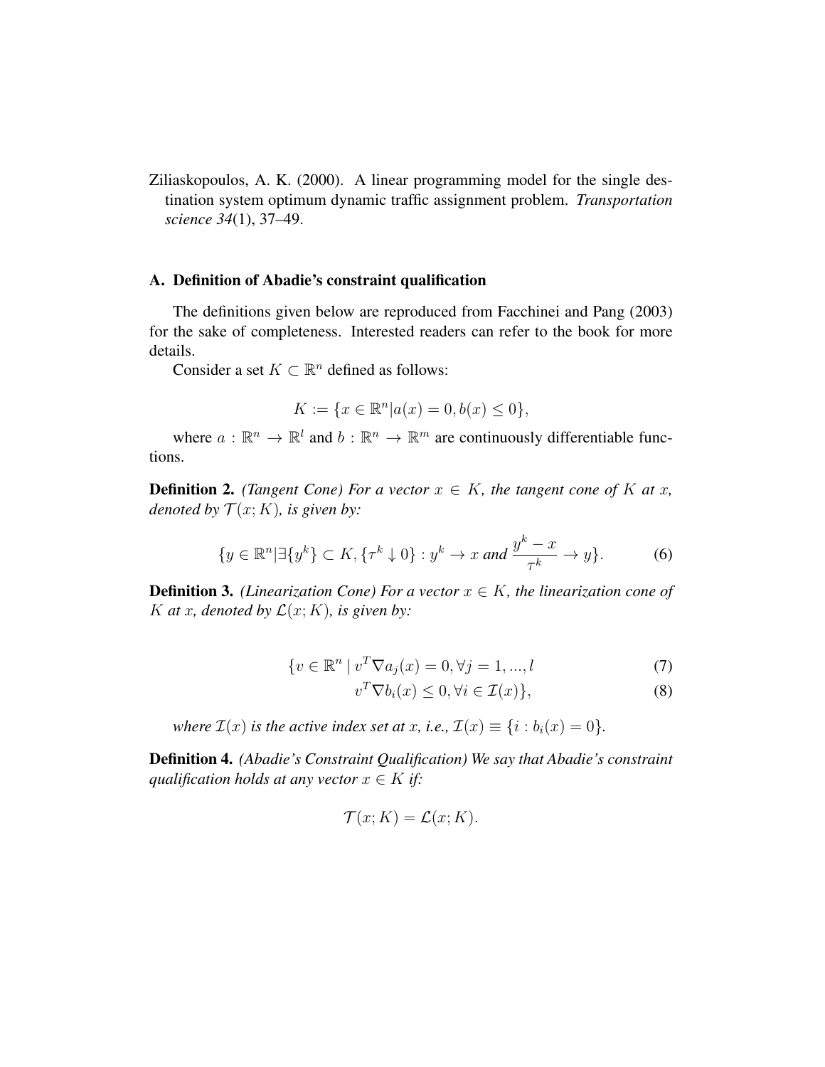Ziliaskopoulos, A. K. (2000). A linear programming model for the single destination system optimum dynamic traffic assignment problem. *Transportation science 34*(1), 37–49.

## A. Definition of Abadie's constraint qualification

The definitions given below are reproduced from Facchinei and Pang (2003) for the sake of completeness. Interested readers can refer to the book for more details.

Consider a set $K \subset \mathbb{R}^n$ defined as follows:

$$K := \{x \in \mathbb{R}^n | a(x) = 0, b(x) \leq 0\},$$

where $a : \mathbb{R}^n \to \mathbb{R}^l$ and $b : \mathbb{R}^n \to \mathbb{R}^m$ are continuously differentiable functions.

**Definition 2.** *(Tangent Cone) For a vector $x \in K$, the tangent cone of $K$ at $x$, denoted by $\mathcal{T}(x; K)$, is given by:*

$$\{y \in \mathbb{R}^n | \exists \{y^k\} \subset K, \{\tau^k \downarrow 0\} : y^k \to x \text{ and } \frac{y^k - x}{\tau^k} \to y\}. \tag{6}$$

**Definition 3.** *(Linearization Cone) For a vector $x \in K$, the linearization cone of $K$ at $x$, denoted by $\mathcal{L}(x; K)$, is given by:*

$$\{v \in \mathbb{R}^n \mid v^T \nabla a_j(x) = 0, \forall j = 1, ..., l \tag{7}$$

$$v^T \nabla b_i(x) \leq 0, \forall i \in \mathcal{I}(x)\}, \tag{8}$$

*where $\mathcal{I}(x)$ is the active index set at $x$, i.e., $\mathcal{I}(x) \equiv \{i : b_i(x) = 0\}$.*

**Definition 4.** *(Abadie's Constraint Qualification) We say that Abadie's constraint qualification holds at any vector $x \in K$ if:*

$$\mathcal{T}(x; K) = \mathcal{L}(x; K).$$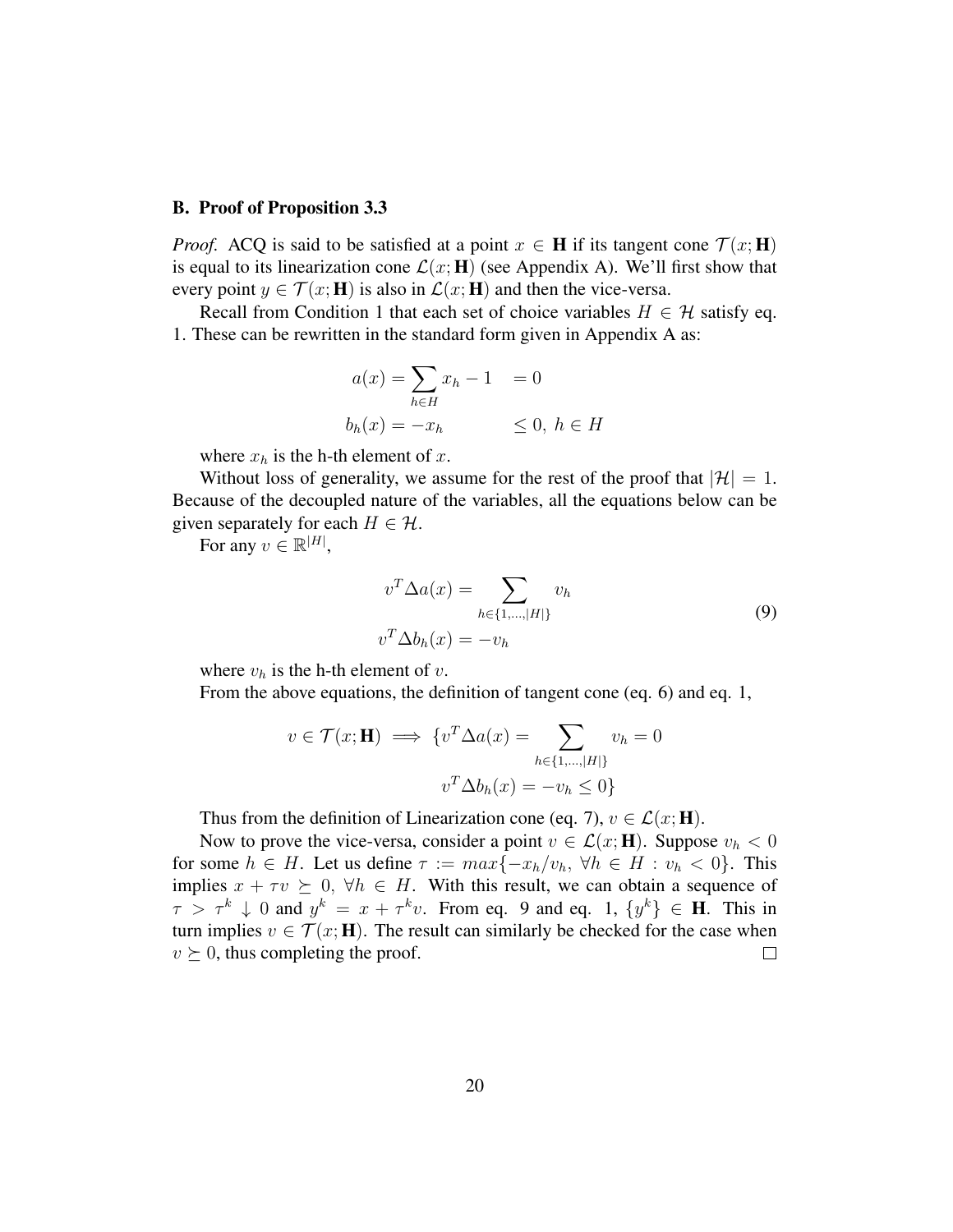## B. Proof of Proposition 3.3

*Proof.* ACQ is said to be satisfied at a point $x \in \mathbf{H}$ if its tangent cone $\mathcal{T}(x; \mathbf{H})$ is equal to its linearization cone $\mathcal{L}(x; \mathbf{H})$ (see Appendix A). We'll first show that every point $y \in \mathcal{T}(x; \mathbf{H})$ is also in $\mathcal{L}(x; \mathbf{H})$ and then the vice-versa.

Recall from Condition 1 that each set of choice variables $H \in \mathcal{H}$ satisfy eq. 1. These can be rewritten in the standard form given in Appendix A as:

$$
\begin{aligned}
a(x) &= \sum_{h \in H} x_h - 1 \quad &= 0 \\
b_h(x) &= -x_h &\leq 0, \ h \in H
\end{aligned}
$$

where $x_h$ is the h-th element of $x$.

Without loss of generality, we assume for the rest of the proof that $|\mathcal{H}| = 1$. Because of the decoupled nature of the variables, all the equations below can be given separately for each $H \in \mathcal{H}$.

For any $v \in \mathbb{R}^{|H|}$,

$$
\begin{aligned}
v^T \Delta a(x) &= \sum_{h \in \{1,\ldots,|H|\}} v_h \\
v^T \Delta b_h(x) &= -v_h
\end{aligned}
\tag{9}
$$

where $v_h$ is the h-th element of $v$.

From the above equations, the definition of tangent cone (eq. 6) and eq. 1,

$$
v \in \mathcal{T}(x; \mathbf{H}) \implies \{v^T \Delta a(x) = \sum_{h \in \{1,\ldots,|H|\}} v_h = 0 \quad v^T \Delta b_h(x) = -v_h \leq 0\}
$$

Thus from the definition of Linearization cone (eq. 7), $v \in \mathcal{L}(x; \mathbf{H})$.

Now to prove the vice-versa, consider a point $v \in \mathcal{L}(x; \mathbf{H})$. Suppose $v_h < 0$ for some $h \in H$. Let us define $\tau := max\{-x_h/v_h, \ \forall h \in H : v_h < 0\}$. This implies $x + \tau v \succeq 0, \ \forall h \in H$. With this result, we can obtain a sequence of $\tau > \tau^k \downarrow 0$ and $y^k = x + \tau^k v$. From eq. 9 and eq. 1, $\{y^k\} \in \mathbf{H}$. This in turn implies $v \in \mathcal{T}(x; \mathbf{H})$. The result can similarly be checked for the case when $v \succeq 0$, thus completing the proof. $\square$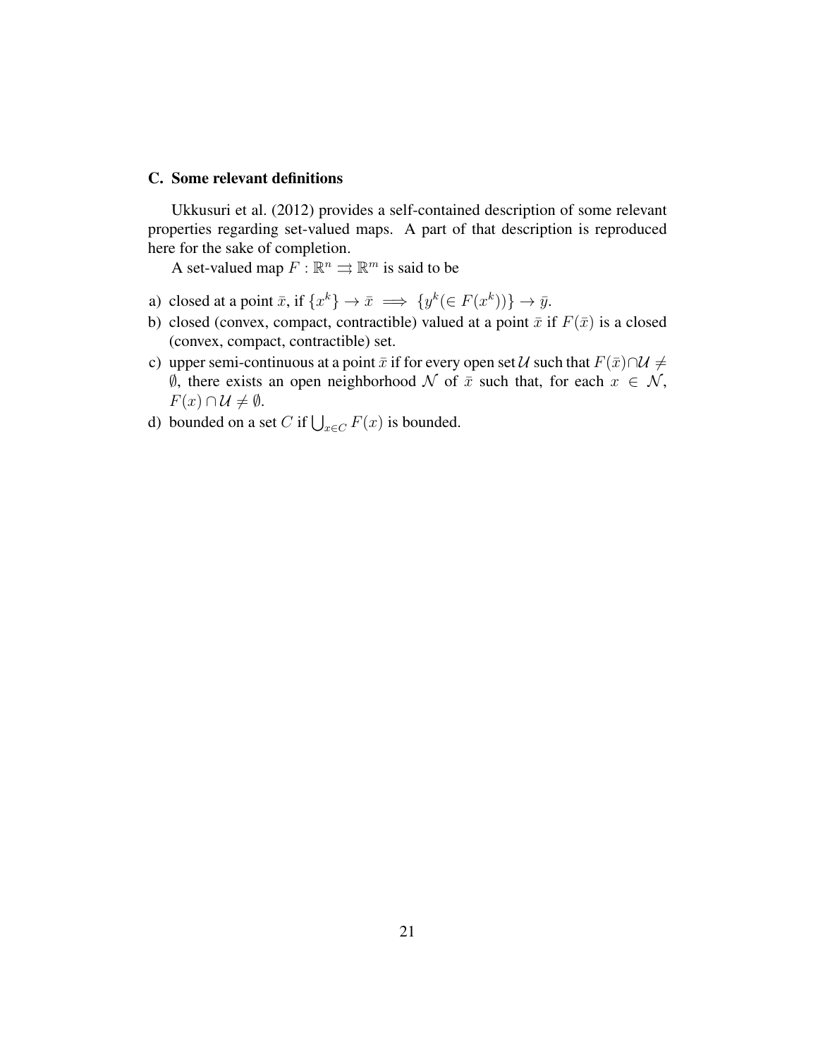### C. Some relevant definitions

Ukkusuri et al. (2012) provides a self-contained description of some relevant properties regarding set-valued maps. A part of that description is reproduced here for the sake of completion.

A set-valued map $F : \mathbb{R}^n \rightrightarrows \mathbb{R}^m$ is said to be

a) closed at a point $\bar{x}$, if $\{x^k\} \to \bar{x} \implies \{y^k(\in F(x^k))\} \to \bar{y}$.

b) closed (convex, compact, contractible) valued at a point $\bar{x}$ if $F(\bar{x})$ is a closed (convex, compact, contractible) set.

c) upper semi-continuous at a point $\bar{x}$ if for every open set $\mathcal{U}$ such that $F(\bar{x}) \cap \mathcal{U} \neq \emptyset$, there exists an open neighborhood $\mathcal{N}$ of $\bar{x}$ such that, for each $x \in \mathcal{N}$, $F(x) \cap \mathcal{U} \neq \emptyset$.

d) bounded on a set $C$ if $\bigcup_{x \in C} F(x)$ is bounded.